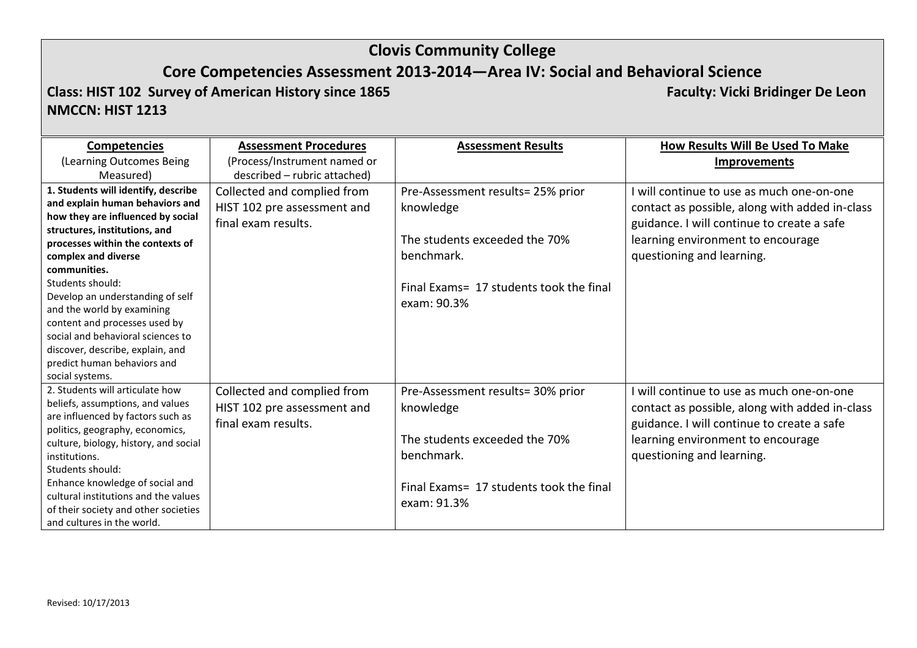# Clovis Community College

## Core Competencies Assessment 2013-2014—Area IV: Social and Behavioral Science

**Class: HIST 102 Survey of American History since 1865** **Faculty: Vicki Bridinger De Leon**

**NMCCN: HIST 1213**

| **Competencies** (Learning Outcomes Being Measured) | **Assessment Procedures** (Process/Instrument named or described – rubric attached) | **Assessment Results** | **How Results Will Be Used To Make Improvements** |
|---|---|---|---|
| **1. Students will identify, describe and explain human behaviors and how they are influenced by social structures, institutions, and processes within the contexts of complex and diverse communities.**<br>Students should:<br>Develop an understanding of self and the world by examining content and processes used by social and behavioral sciences to discover, describe, explain, and predict human behaviors and social systems. | Collected and complied from HIST 102 pre assessment and final exam results. | Pre-Assessment results= 25% prior knowledge<br><br>The students exceeded the 70% benchmark.<br><br>Final Exams= 17 students took the final exam: 90.3% | I will continue to use as much one-on-one contact as possible, along with added in-class guidance. I will continue to create a safe learning environment to encourage questioning and learning. |
| 2. Students will articulate how beliefs, assumptions, and values are influenced by factors such as politics, geography, economics, culture, biology, history, and social institutions.<br>Students should:<br>Enhance knowledge of social and cultural institutions and the values of their society and other societies and cultures in the world. | Collected and complied from HIST 102 pre assessment and final exam results. | Pre-Assessment results= 30% prior knowledge<br><br>The students exceeded the 70% benchmark.<br><br>Final Exams= 17 students took the final exam: 91.3% | I will continue to use as much one-on-one contact as possible, along with added in-class guidance. I will continue to create a safe learning environment to encourage questioning and learning. |

Revised: 10/17/2013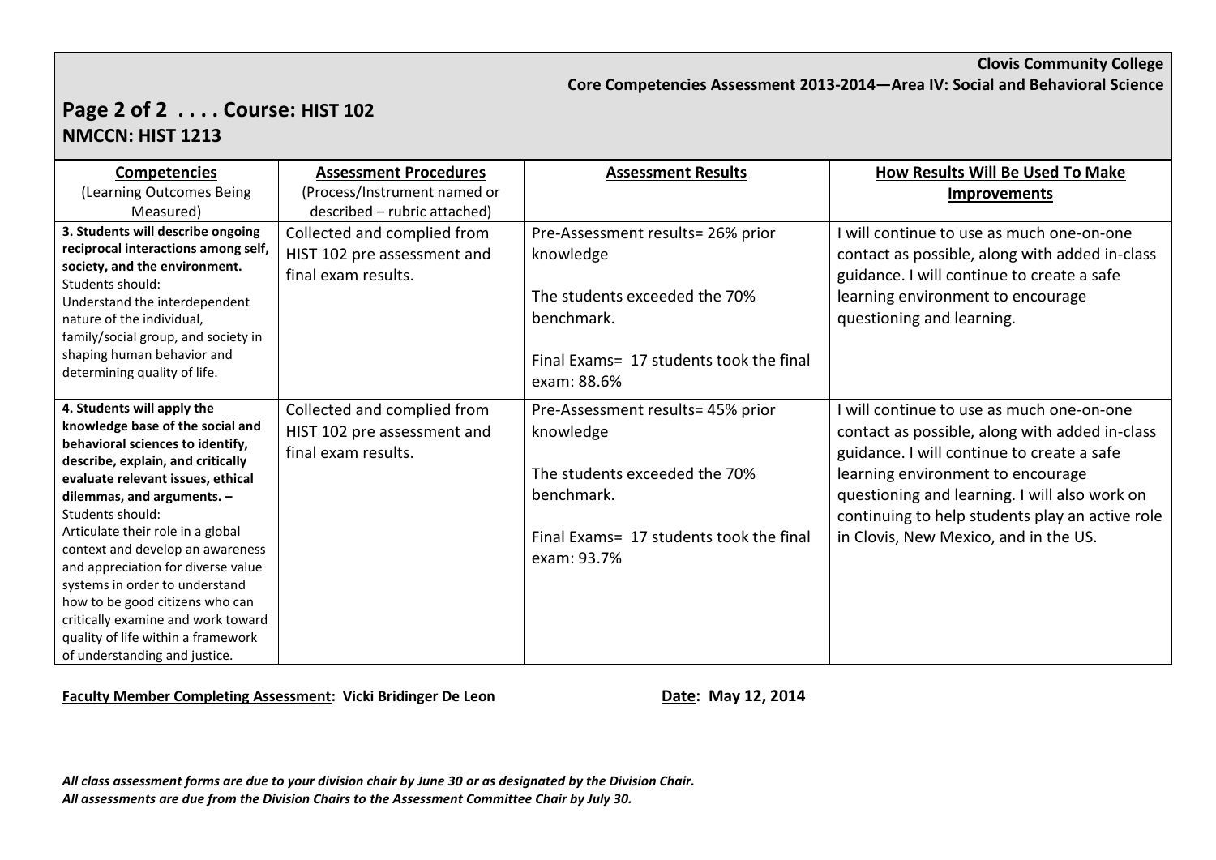**Clovis Community College**
**Core Competencies Assessment 2013-2014—Area IV: Social and Behavioral Science**

## Page 2 of 2 . . . . Course: HIST 102
## NMCCN: HIST 1213

| **Competencies** (Learning Outcomes Being Measured) | **Assessment Procedures** (Process/Instrument named or described – rubric attached) | **Assessment Results** | **How Results Will Be Used To Make Improvements** |
|---|---|---|---|
| **3. Students will describe ongoing reciprocal interactions among self, society, and the environment.** Students should: Understand the interdependent nature of the individual, family/social group, and society in shaping human behavior and determining quality of life. | Collected and complied from HIST 102 pre assessment and final exam results. | Pre-Assessment results= 26% prior knowledge<br><br>The students exceeded the 70% benchmark.<br><br>Final Exams= 17 students took the final exam: 88.6% | I will continue to use as much one-on-one contact as possible, along with added in-class guidance. I will continue to create a safe learning environment to encourage questioning and learning. |
| **4. Students will apply the knowledge base of the social and behavioral sciences to identify, describe, explain, and critically evaluate relevant issues, ethical dilemmas, and arguments. –** Students should: Articulate their role in a global context and develop an awareness and appreciation for diverse value systems in order to understand how to be good citizens who can critically examine and work toward quality of life within a framework of understanding and justice. | Collected and complied from HIST 102 pre assessment and final exam results. | Pre-Assessment results= 45% prior knowledge<br><br>The students exceeded the 70% benchmark.<br><br>Final Exams= 17 students took the final exam: 93.7% | I will continue to use as much one-on-one contact as possible, along with added in-class guidance. I will continue to create a safe learning environment to encourage questioning and learning. I will also work on continuing to help students play an active role in Clovis, New Mexico, and in the US. |

**Faculty Member Completing Assessment: Vicki Bridinger De Leon** **Date: May 12, 2014**

***All class assessment forms are due to your division chair by June 30 or as designated by the Division Chair.***
***All assessments are due from the Division Chairs to the Assessment Committee Chair by July 30.***